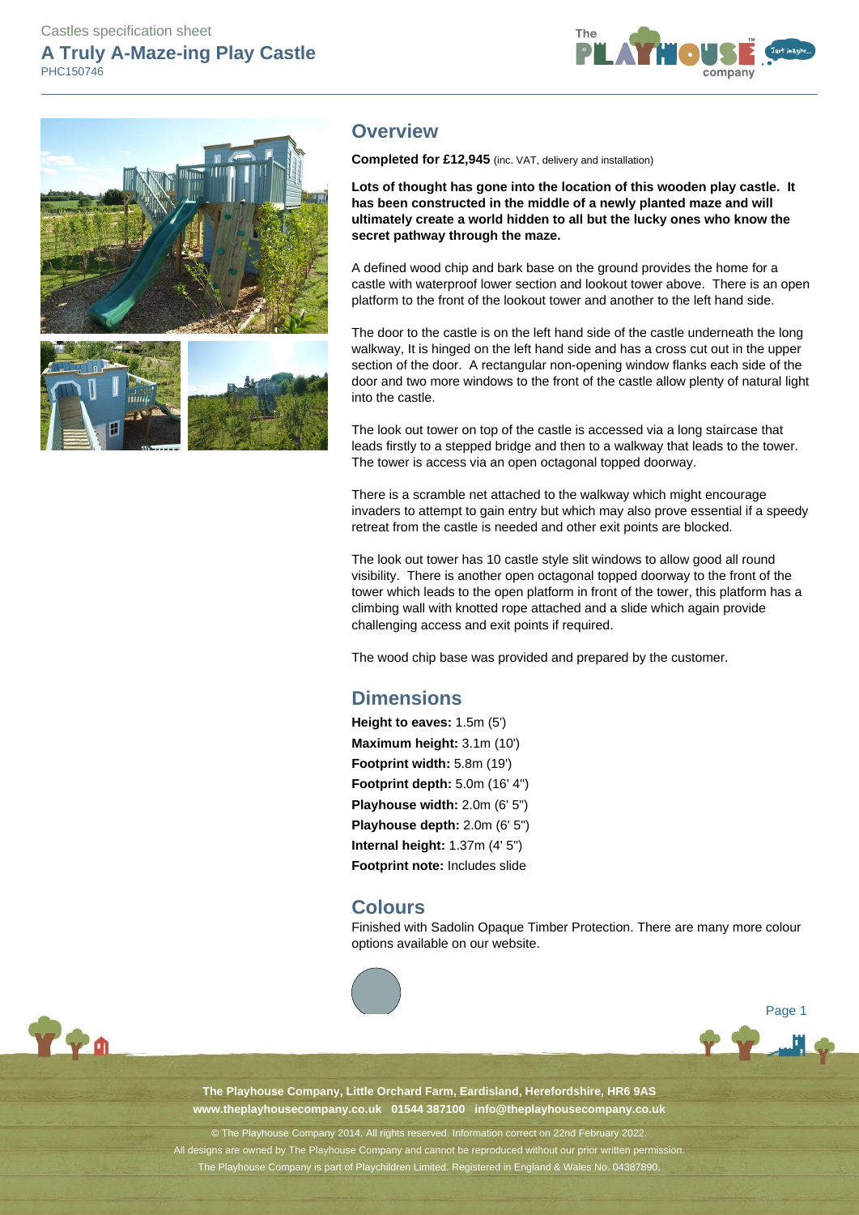Castles specification sheet

# A Truly A-Maze-ing Play Castle

PHC150746

## Overview

**Completed for £12,945** (inc. VAT, delivery and installation)

**Lots of thought has gone into the location of this wooden play castle. It has been constructed in the middle of a newly planted maze and will ultimately create a world hidden to all but the lucky ones who know the secret pathway through the maze.**

A defined wood chip and bark base on the ground provides the home for a castle with waterproof lower section and lookout tower above. There is an open platform to the front of the lookout tower and another to the left hand side.

The door to the castle is on the left hand side of the castle underneath the long walkway, It is hinged on the left hand side and has a cross cut out in the upper section of the door. A rectangular non-opening window flanks each side of the door and two more windows to the front of the castle allow plenty of natural light into the castle.

The look out tower on top of the castle is accessed via a long staircase that leads firstly to a stepped bridge and then to a walkway that leads to the tower. The tower is access via an open octagonal topped doorway.

There is a scramble net attached to the walkway which might encourage invaders to attempt to gain entry but which may also prove essential if a speedy retreat from the castle is needed and other exit points are blocked.

The look out tower has 10 castle style slit windows to allow good all round visibility. There is another open octagonal topped doorway to the front of the tower which leads to the open platform in front of the tower, this platform has a climbing wall with knotted rope attached and a slide which again provide challenging access and exit points if required.

The wood chip base was provided and prepared by the customer.

## Dimensions

**Height to eaves:** 1.5m (5')
**Maximum height:** 3.1m (10')
**Footprint width:** 5.8m (19')
**Footprint depth:** 5.0m (16' 4")
**Playhouse width:** 2.0m (6' 5")
**Playhouse depth:** 2.0m (6' 5")
**Internal height:** 1.37m (4' 5")
**Footprint note:** Includes slide

## Colours

Finished with Sadolin Opaque Timber Protection. There are many more colour options available on our website.

**The Playhouse Company, Little Orchard Farm, Eardisland, Herefordshire, HR6 9AS**
**www.theplayhousecompany.co.uk 01544 387100 info@theplayhousecompany.co.uk**

© The Playhouse Company 2014. All rights reserved. Information correct on 22nd February 2022.
All designs are owned by The Playhouse Company and cannot be reproduced without our prior written permission.
The Playhouse Company is part of Playchildren Limited. Registered in England & Wales No. 04387890.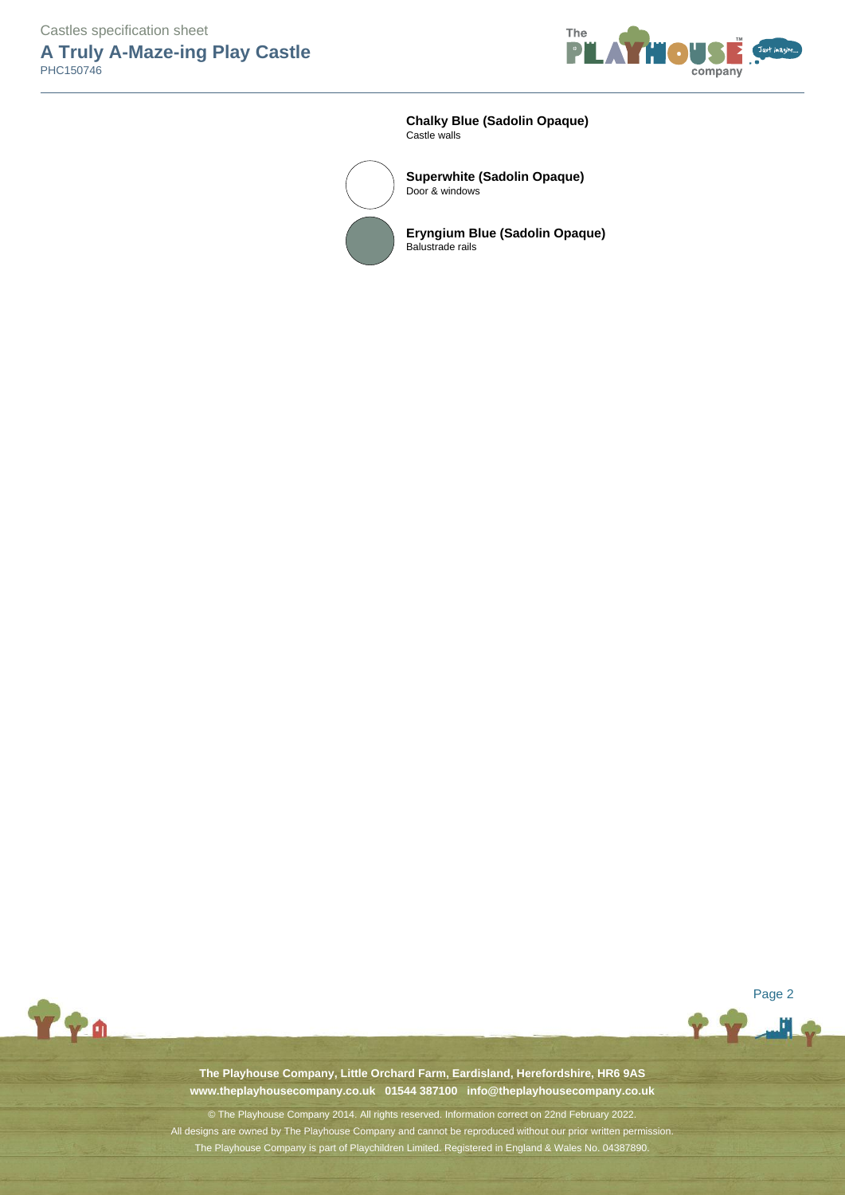**Chalky Blue (Sadolin Opaque)**
Castle walls

**Superwhite (Sadolin Opaque)**
Door & windows

**Eryngium Blue (Sadolin Opaque)**
Balustrade rails

**The Playhouse Company, Little Orchard Farm, Eardisland, Herefordshire, HR6 9AS**
**www.theplayhousecompany.co.uk 01544 387100 info@theplayhousecompany.co.uk**

© The Playhouse Company 2014. All rights reserved. Information correct on 22nd February 2022.
All designs are owned by The Playhouse Company and cannot be reproduced without our prior written permission.
The Playhouse Company is part of Playchildren Limited. Registered in England & Wales No. 04387890.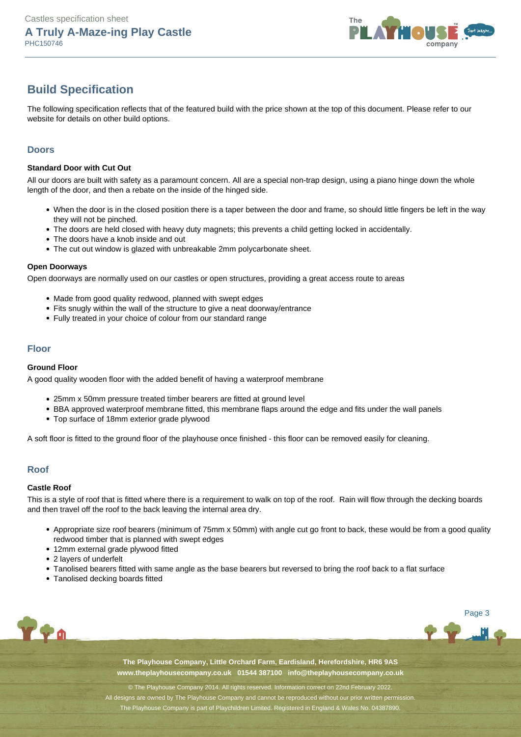# Build Specification

The following specification reflects that of the featured build with the price shown at the top of this document. Please refer to our website for details on other build options.

## Doors

### Standard Door with Cut Out

All our doors are built with safety as a paramount concern. All are a special non-trap design, using a piano hinge down the whole length of the door, and then a rebate on the inside of the hinged side.

- When the door is in the closed position there is a taper between the door and frame, so should little fingers be left in the way they will not be pinched.
- The doors are held closed with heavy duty magnets; this prevents a child getting locked in accidentally.
- The doors have a knob inside and out
- The cut out window is glazed with unbreakable 2mm polycarbonate sheet.

### Open Doorways

Open doorways are normally used on our castles or open structures, providing a great access route to areas

- Made from good quality redwood, planned with swept edges
- Fits snugly within the wall of the structure to give a neat doorway/entrance
- Fully treated in your choice of colour from our standard range

## Floor

### Ground Floor

A good quality wooden floor with the added benefit of having a waterproof membrane

- 25mm x 50mm pressure treated timber bearers are fitted at ground level
- BBA approved waterproof membrane fitted, this membrane flaps around the edge and fits under the wall panels
- Top surface of 18mm exterior grade plywood

A soft floor is fitted to the ground floor of the playhouse once finished - this floor can be removed easily for cleaning.

## Roof

### Castle Roof

This is a style of roof that is fitted where there is a requirement to walk on top of the roof. Rain will flow through the decking boards and then travel off the roof to the back leaving the internal area dry.

- Appropriate size roof bearers (minimum of 75mm x 50mm) with angle cut go front to back, these would be from a good quality redwood timber that is planned with swept edges
- 12mm external grade plywood fitted
- 2 layers of underfelt
- Tanolised bearers fitted with same angle as the base bearers but reversed to bring the roof back to a flat surface
- Tanolised decking boards fitted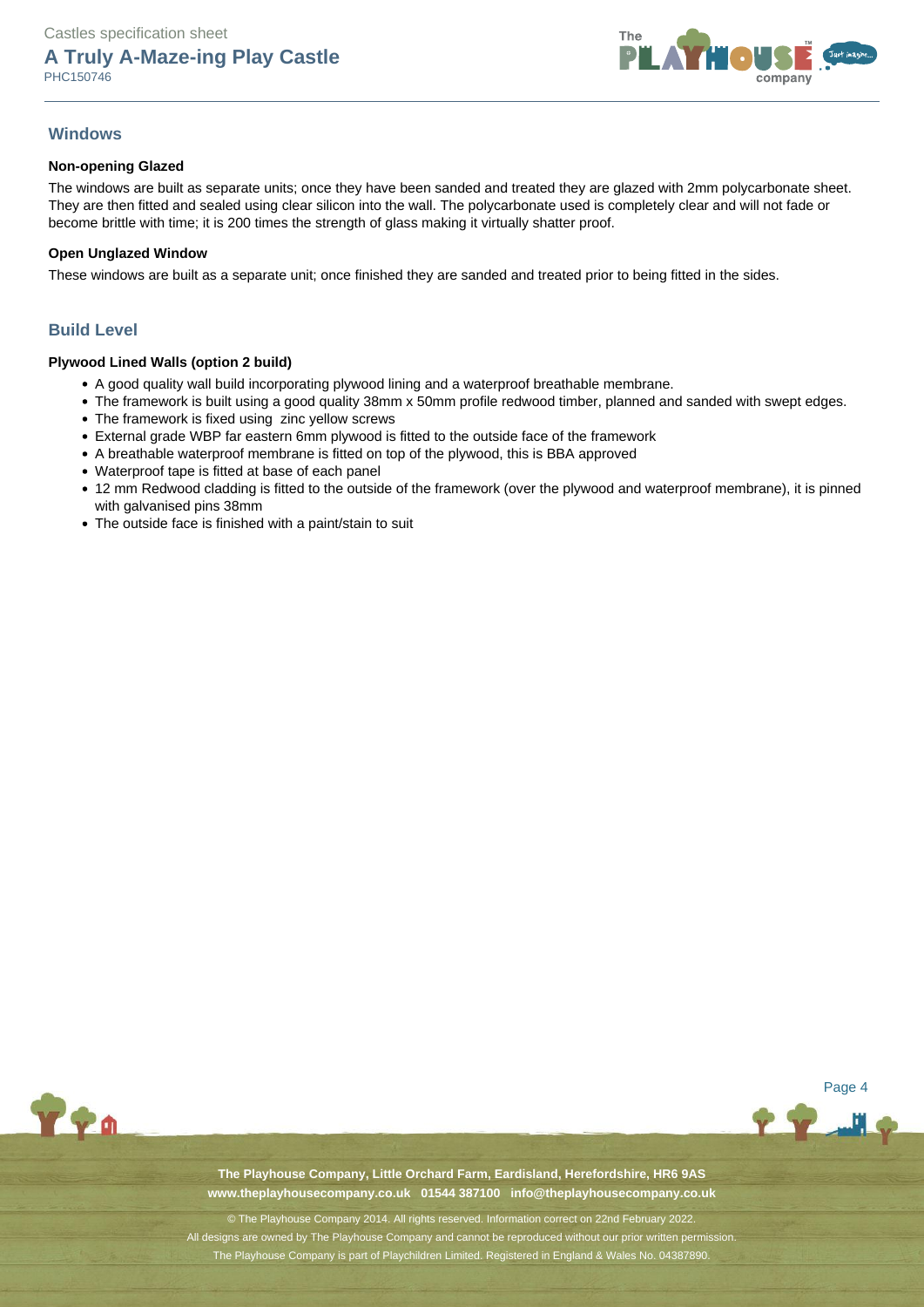## Windows

**Non-opening Glazed**

The windows are built as separate units; once they have been sanded and treated they are glazed with 2mm polycarbonate sheet. They are then fitted and sealed using clear silicon into the wall. The polycarbonate used is completely clear and will not fade or become brittle with time; it is 200 times the strength of glass making it virtually shatter proof.

**Open Unglazed Window**

These windows are built as a separate unit; once finished they are sanded and treated prior to being fitted in the sides.

## Build Level

**Plywood Lined Walls (option 2 build)**

- A good quality wall build incorporating plywood lining and a waterproof breathable membrane.
- The framework is built using a good quality 38mm x 50mm profile redwood timber, planned and sanded with swept edges.
- The framework is fixed using zinc yellow screws
- External grade WBP far eastern 6mm plywood is fitted to the outside face of the framework
- A breathable waterproof membrane is fitted on top of the plywood, this is BBA approved
- Waterproof tape is fitted at base of each panel
- 12 mm Redwood cladding is fitted to the outside of the framework (over the plywood and waterproof membrane), it is pinned with galvanised pins 38mm
- The outside face is finished with a paint/stain to suit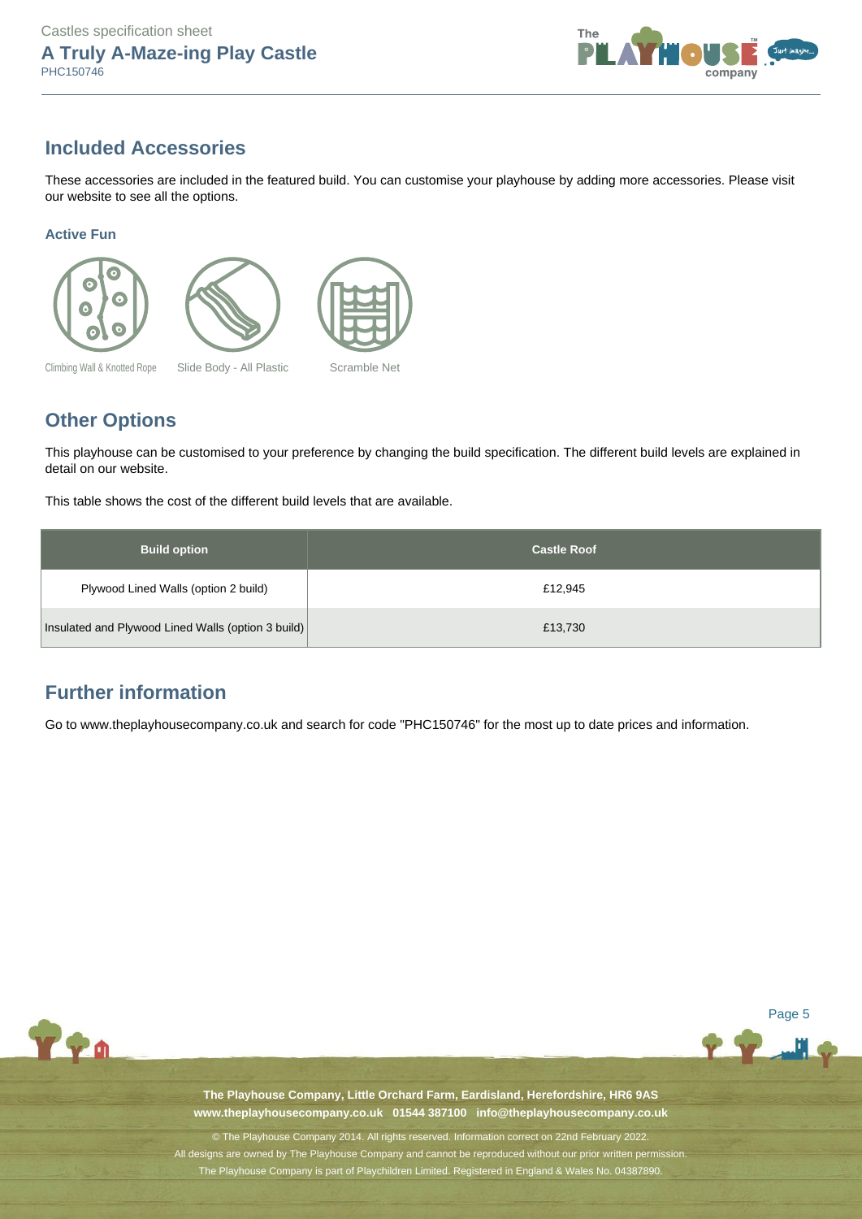## Included Accessories

These accessories are included in the featured build. You can customise your playhouse by adding more accessories. Please visit our website to see all the options.

### Active Fun

Climbing Wall & Knotted Rope

Slide Body - All Plastic

Scramble Net

## Other Options

This playhouse can be customised to your preference by changing the build specification. The different build levels are explained in detail on our website.

This table shows the cost of the different build levels that are available.

| Build option | Castle Roof |
|---|---|
| Plywood Lined Walls (option 2 build) | £12,945 |
| Insulated and Plywood Lined Walls (option 3 build) | £13,730 |

## Further information

Go to www.theplayhousecompany.co.uk and search for code "PHC150746" for the most up to date prices and information.

**The Playhouse Company, Little Orchard Farm, Eardisland, Herefordshire, HR6 9AS**
**www.theplayhousecompany.co.uk 01544 387100 info@theplayhousecompany.co.uk**

© The Playhouse Company 2014. All rights reserved. Information correct on 22nd February 2022.
All designs are owned by The Playhouse Company and cannot be reproduced without our prior written permission.
The Playhouse Company is part of Playchildren Limited. Registered in England & Wales No. 04387890.